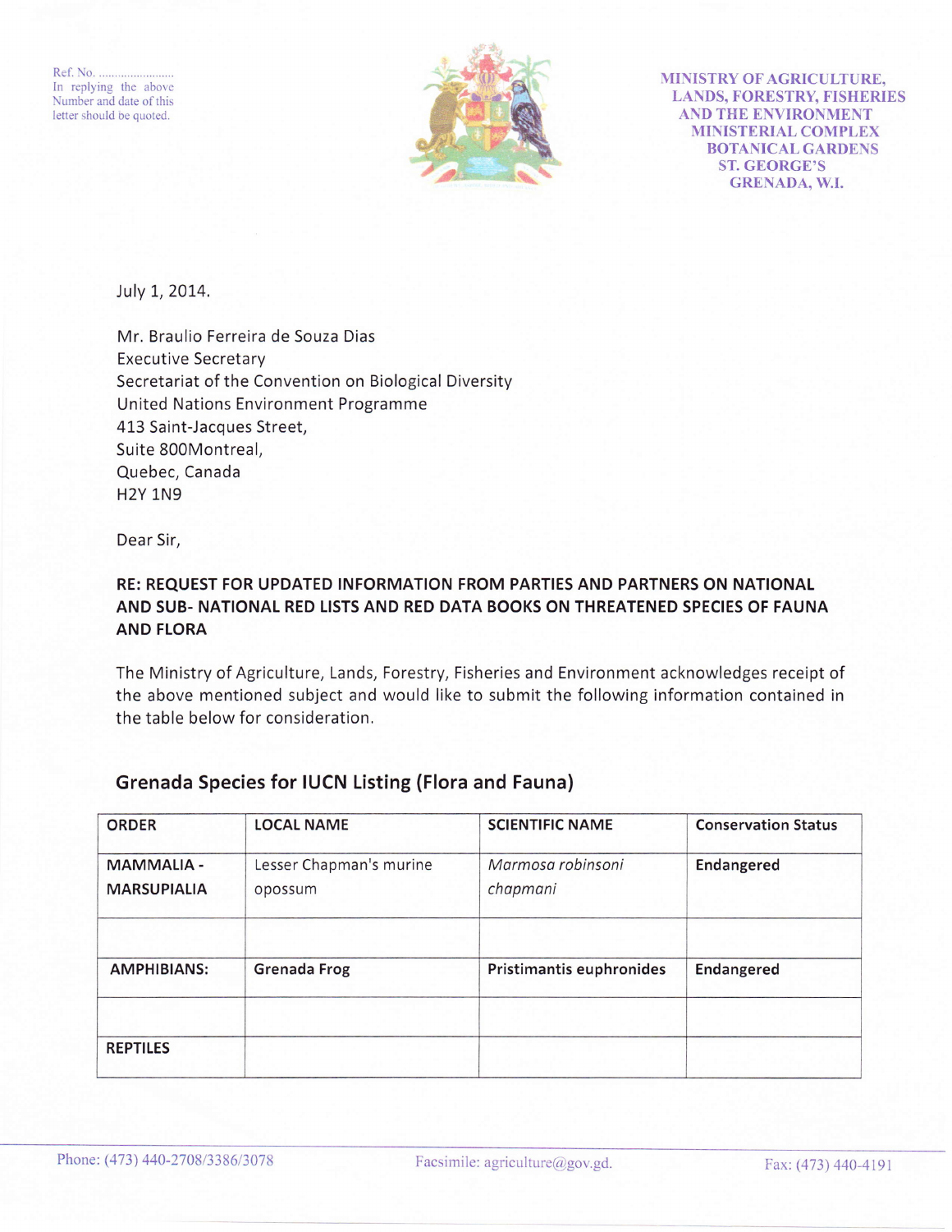Ref. No. ........................
In replying the above Number and date of this letter should be quoted.

MINISTRY OF AGRICULTURE, LANDS, FORESTRY, FISHERIES AND THE ENVIRONMENT
MINISTERIAL COMPLEX
BOTANICAL GARDENS
ST. GEORGE'S
GRENADA, W.I.

July 1, 2014.

Mr. Braulio Ferreira de Souza Dias
Executive Secretary
Secretariat of the Convention on Biological Diversity
United Nations Environment Programme
413 Saint-Jacques Street,
Suite 800Montreal,
Quebec, Canada
H2Y 1N9

Dear Sir,

**RE: REQUEST FOR UPDATED INFORMATION FROM PARTIES AND PARTNERS ON NATIONAL AND SUB- NATIONAL RED LISTS AND RED DATA BOOKS ON THREATENED SPECIES OF FAUNA AND FLORA**

The Ministry of Agriculture, Lands, Forestry, Fisheries and Environment acknowledges receipt of the above mentioned subject and would like to submit the following information contained in the table below for consideration.

## Grenada Species for IUCN Listing (Flora and Fauna)

| ORDER | LOCAL NAME | SCIENTIFIC NAME | Conservation Status |
|---|---|---|---|
| **MAMMALIA - MARSUPIALIA** | Lesser Chapman's murine opossum | *Marmosa robinsoni chapmani* | **Endangered** |
| | | | |
| **AMPHIBIANS:** | **Grenada Frog** | **Pristimantis euphronides** | **Endangered** |
| | | | |
| **REPTILES** | | | |

Phone: (473) 440-2708/3386/3078 Facsimile: agriculture@gov.gd. Fax: (473) 440-4191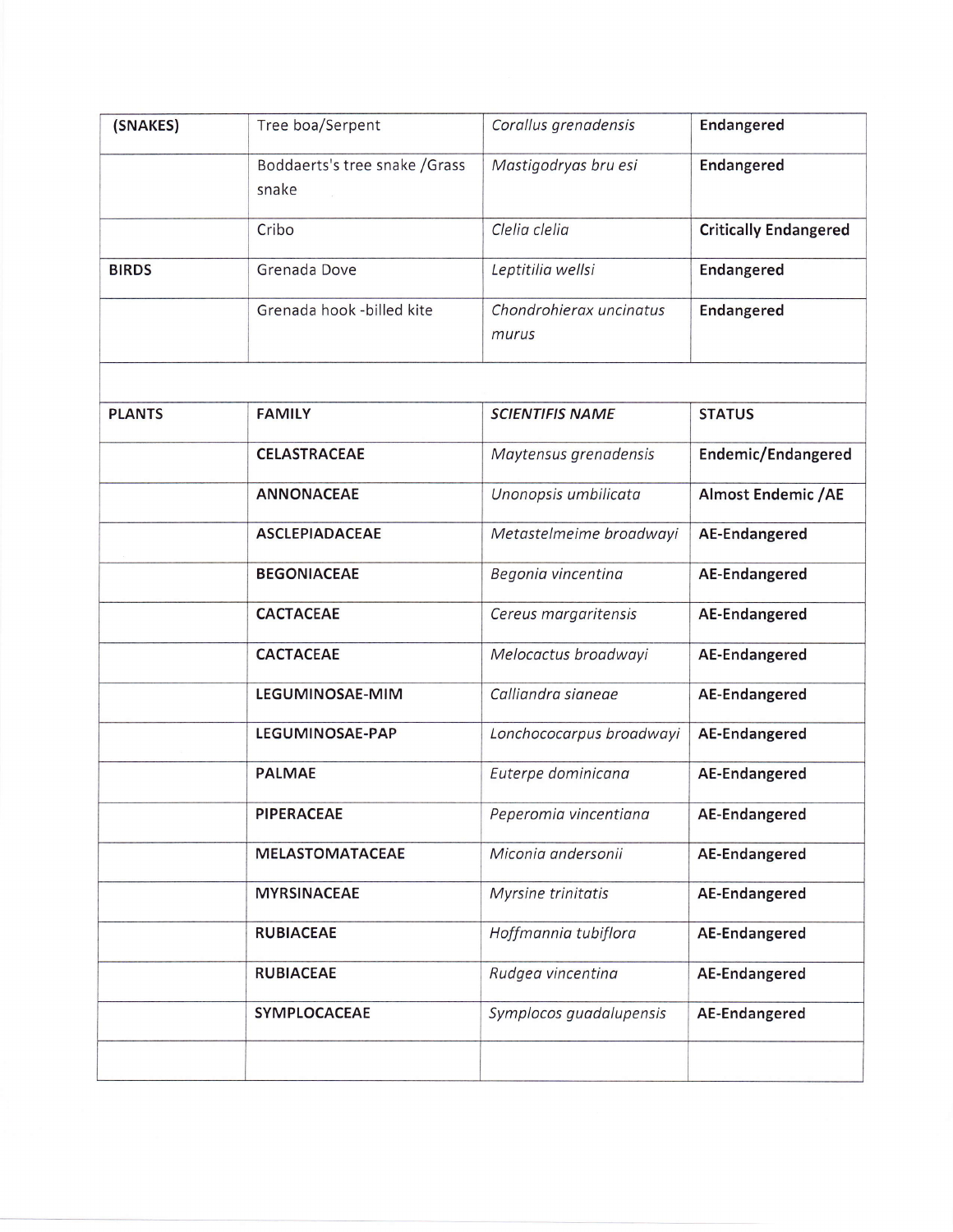| (SNAKES) | Tree boa/Serpent | *Corallus grenadensis* | **Endangered** |
|---|---|---|---|
| | Boddaerts's tree snake /Grass snake | *Mastigodryas bru esi* | **Endangered** |
| | Cribo | *Clelia clelia* | **Critically Endangered** |
| **BIRDS** | Grenada Dove | *Leptitilia wellsi* | **Endangered** |
| | Grenada hook -billed kite | *Chondrohierax uncinatus murus* | **Endangered** |
| | | | |
| **PLANTS** | **FAMILY** | ***SCIENTIFIS NAME*** | **STATUS** |
| | **CELASTRACEAE** | *Maytensus grenadensis* | **Endemic/Endangered** |
| | **ANNONACEAE** | *Unonopsis umbilicata* | **Almost Endemic /AE** |
| | **ASCLEPIADACEAE** | *Metastelmeime broadwayi* | **AE-Endangered** |
| | **BEGONIACEAE** | *Begonia vincentina* | **AE-Endangered** |
| | **CACTACEAE** | *Cereus margaritensis* | **AE-Endangered** |
| | **CACTACEAE** | *Melocactus broadwayi* | **AE-Endangered** |
| | **LEGUMINOSAE-MIM** | *Calliandra sianeae* | **AE-Endangered** |
| | **LEGUMINOSAE-PAP** | *Lonchococarpus broadwayi* | **AE-Endangered** |
| | **PALMAE** | *Euterpe dominicana* | **AE-Endangered** |
| | **PIPERACEAE** | *Peperomia vincentiana* | **AE-Endangered** |
| | **MELASTOMATACEAE** | *Miconia andersonii* | **AE-Endangered** |
| | **MYRSINACEAE** | *Myrsine trinitatis* | **AE-Endangered** |
| | **RUBIACEAE** | *Hoffmannia tubiflora* | **AE-Endangered** |
| | **RUBIACEAE** | *Rudgea vincentina* | **AE-Endangered** |
| | **SYMPLOCACEAE** | *Symplocos guadalupensis* | **AE-Endangered** |
| | | | |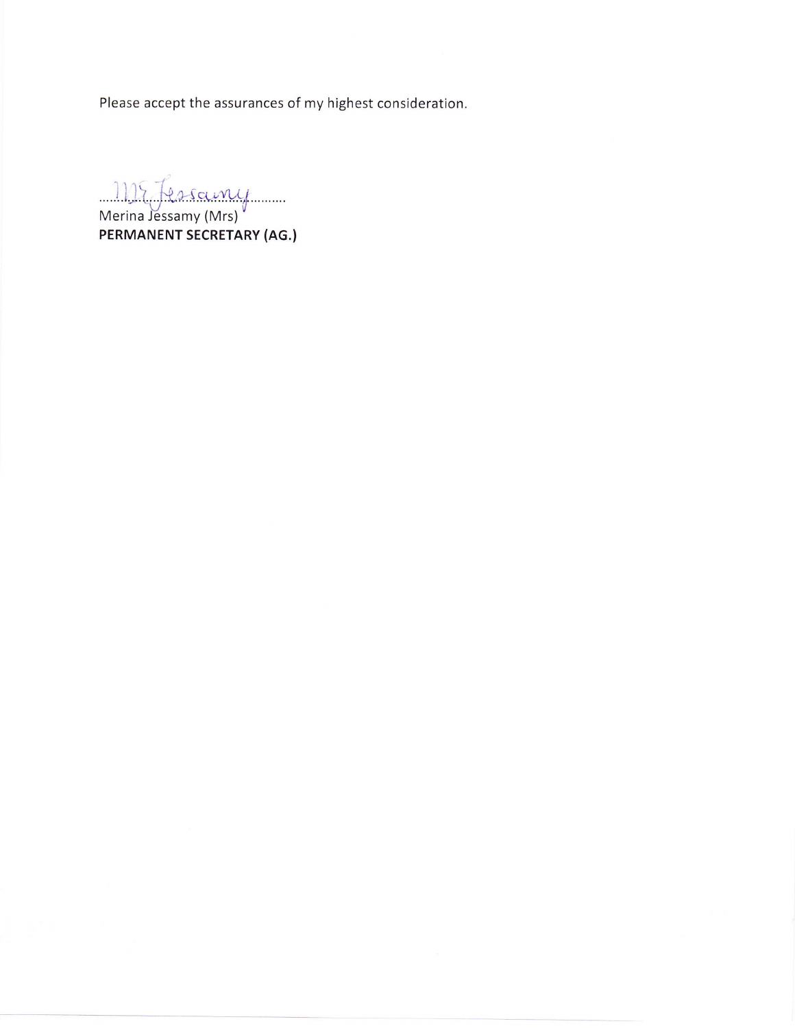Please accept the assurances of my highest consideration.

Merina Jessamy (Mrs)
**PERMANENT SECRETARY (AG.)**